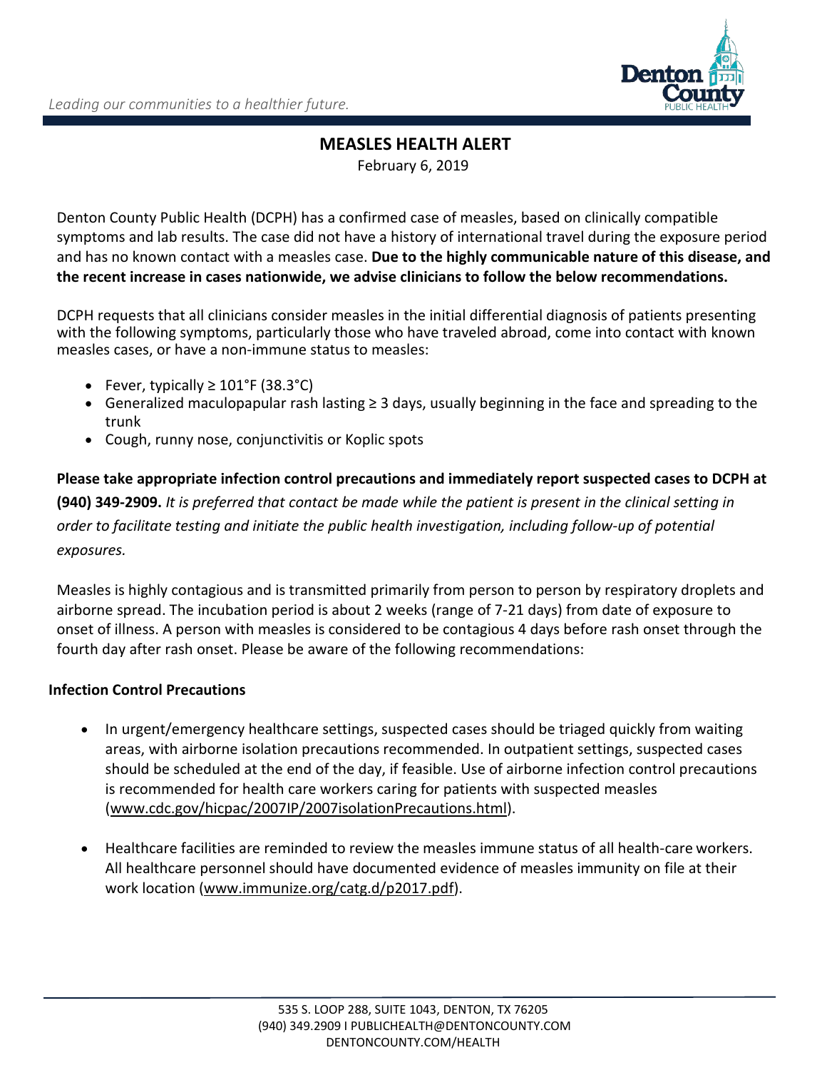*Leading our communities to a healthier future.*

# MEASLES HEALTH ALERT

February 6, 2019

Denton County Public Health (DCPH) has a confirmed case of measles, based on clinically compatible symptoms and lab results. The case did not have a history of international travel during the exposure period and has no known contact with a measles case. **Due to the highly communicable nature of this disease, and the recent increase in cases nationwide, we advise clinicians to follow the below recommendations.**

DCPH requests that all clinicians consider measles in the initial differential diagnosis of patients presenting with the following symptoms, particularly those who have traveled abroad, come into contact with known measles cases, or have a non-immune status to measles:

- Fever, typically ≥ 101°F (38.3°C)
- Generalized maculopapular rash lasting ≥ 3 days, usually beginning in the face and spreading to the trunk
- Cough, runny nose, conjunctivitis or Koplic spots

**Please take appropriate infection control precautions and immediately report suspected cases to DCPH at (940) 349-2909.** *It is preferred that contact be made while the patient is present in the clinical setting in order to facilitate testing and initiate the public health investigation, including follow-up of potential exposures.*

Measles is highly contagious and is transmitted primarily from person to person by respiratory droplets and airborne spread. The incubation period is about 2 weeks (range of 7-21 days) from date of exposure to onset of illness. A person with measles is considered to be contagious 4 days before rash onset through the fourth day after rash onset. Please be aware of the following recommendations:

## Infection Control Precautions

- In urgent/emergency healthcare settings, suspected cases should be triaged quickly from waiting areas, with airborne isolation precautions recommended. In outpatient settings, suspected cases should be scheduled at the end of the day, if feasible. Use of airborne infection control precautions is recommended for health care workers caring for patients with suspected measles (www.cdc.gov/hicpac/2007IP/2007isolationPrecautions.html).

- Healthcare facilities are reminded to review the measles immune status of all health-care workers. All healthcare personnel should have documented evidence of measles immunity on file at their work location (www.immunize.org/catg.d/p2017.pdf).

535 S. LOOP 288, SUITE 1043, DENTON, TX 76205
(940) 349.2909 I PUBLICHEALTH@DENTONCOUNTY.COM
DENTONCOUNTY.COM/HEALTH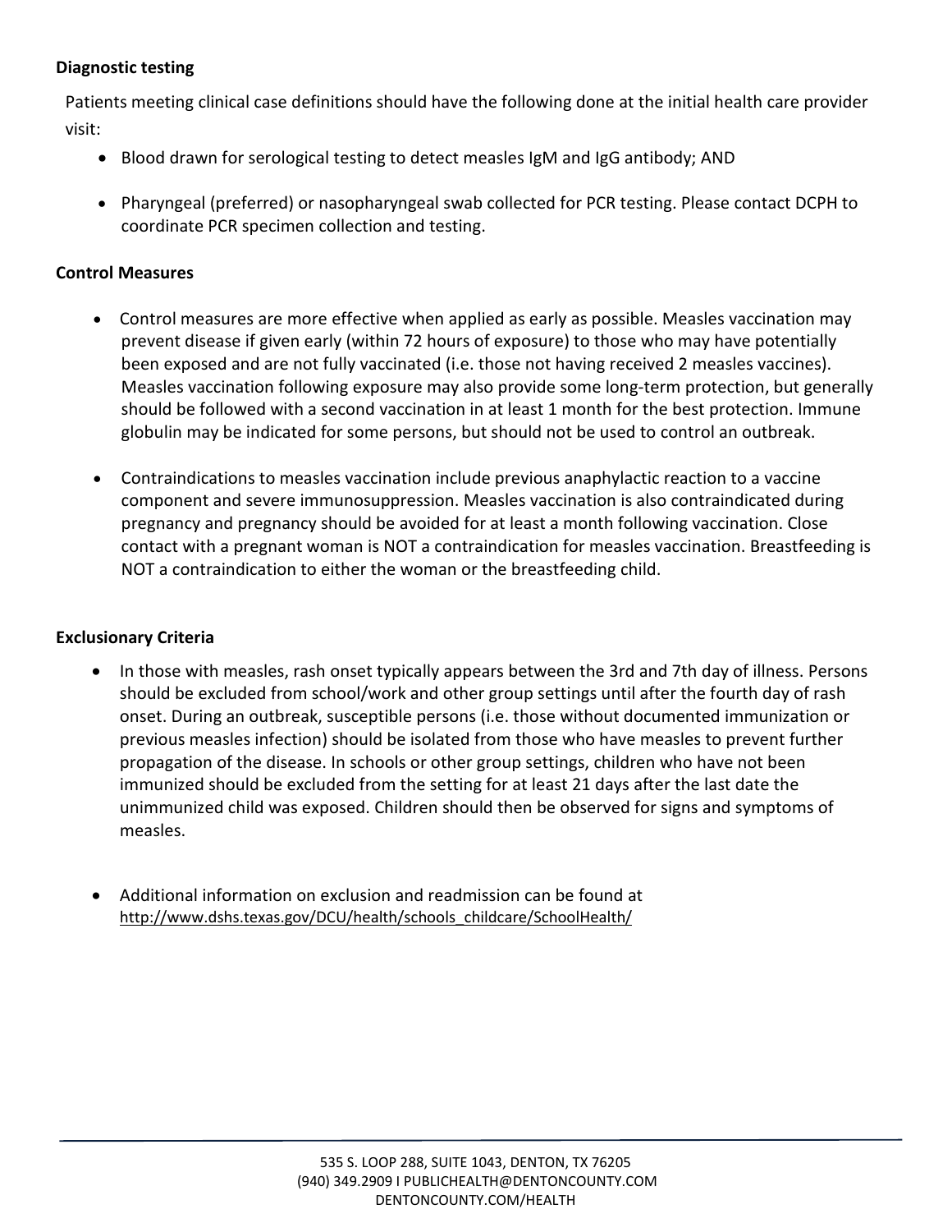**Diagnostic testing**

Patients meeting clinical case definitions should have the following done at the initial health care provider visit:

- Blood drawn for serological testing to detect measles IgM and IgG antibody; AND
- Pharyngeal (preferred) or nasopharyngeal swab collected for PCR testing. Please contact DCPH to coordinate PCR specimen collection and testing.

**Control Measures**

- Control measures are more effective when applied as early as possible. Measles vaccination may prevent disease if given early (within 72 hours of exposure) to those who may have potentially been exposed and are not fully vaccinated (i.e. those not having received 2 measles vaccines). Measles vaccination following exposure may also provide some long-term protection, but generally should be followed with a second vaccination in at least 1 month for the best protection. Immune globulin may be indicated for some persons, but should not be used to control an outbreak.
- Contraindications to measles vaccination include previous anaphylactic reaction to a vaccine component and severe immunosuppression. Measles vaccination is also contraindicated during pregnancy and pregnancy should be avoided for at least a month following vaccination. Close contact with a pregnant woman is NOT a contraindication for measles vaccination. Breastfeeding is NOT a contraindication to either the woman or the breastfeeding child.

**Exclusionary Criteria**

- In those with measles, rash onset typically appears between the 3rd and 7th day of illness. Persons should be excluded from school/work and other group settings until after the fourth day of rash onset. During an outbreak, susceptible persons (i.e. those without documented immunization or previous measles infection) should be isolated from those who have measles to prevent further propagation of the disease. In schools or other group settings, children who have not been immunized should be excluded from the setting for at least 21 days after the last date the unimmunized child was exposed. Children should then be observed for signs and symptoms of measles.
- Additional information on exclusion and readmission can be found at http://www.dshs.texas.gov/DCU/health/schools_childcare/SchoolHealth/